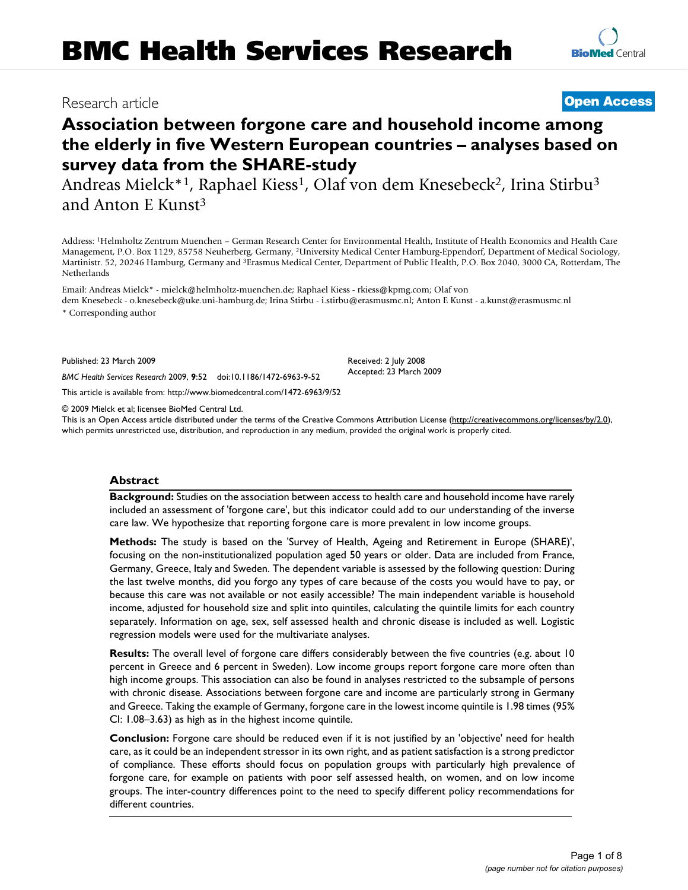# BMC Health Services Research

Research article

**Open Access**

# Association between forgone care and household income among the elderly in five Western European countries – analyses based on survey data from the SHARE-study

Andreas Mielck*[1], Raphael Kiess[1], Olaf von dem Knesebeck[2], Irina Stirbu[3] and Anton E Kunst[3]

Address: [1]Helmholtz Zentrum Muenchen – German Research Center for Environmental Health, Institute of Health Economics and Health Care Management, P.O. Box 1129, 85758 Neuherberg, Germany, [2]University Medical Center Hamburg-Eppendorf, Department of Medical Sociology, Martinistr. 52, 20246 Hamburg, Germany and [3]Erasmus Medical Center, Department of Public Health, P.O. Box 2040, 3000 CA, Rotterdam, The Netherlands

Email: Andreas Mielck* - mielck@helmholtz-muenchen.de; Raphael Kiess - rkiess@kpmg.com; Olaf von dem Knesebeck - o.knesebeck@uke.uni-hamburg.de; Irina Stirbu - i.stirbu@erasmusmc.nl; Anton E Kunst - a.kunst@erasmusmc.nl

* Corresponding author

Published: 23 March 2009

*BMC Health Services Research* 2009, **9**:52 doi:10.1186/1472-6963-9-52

Received: 2 July 2008
Accepted: 23 March 2009

This article is available from: http://www.biomedcentral.com/1472-6963/9/52

© 2009 Mielck et al; licensee BioMed Central Ltd.
This is an Open Access article distributed under the terms of the Creative Commons Attribution License (http://creativecommons.org/licenses/by/2.0), which permits unrestricted use, distribution, and reproduction in any medium, provided the original work is properly cited.

## Abstract

**Background:** Studies on the association between access to health care and household income have rarely included an assessment of 'forgone care', but this indicator could add to our understanding of the inverse care law. We hypothesize that reporting forgone care is more prevalent in low income groups.

**Methods:** The study is based on the 'Survey of Health, Ageing and Retirement in Europe (SHARE)', focusing on the non-institutionalized population aged 50 years or older. Data are included from France, Germany, Greece, Italy and Sweden. The dependent variable is assessed by the following question: During the last twelve months, did you forgo any types of care because of the costs you would have to pay, or because this care was not available or not easily accessible? The main independent variable is household income, adjusted for household size and split into quintiles, calculating the quintile limits for each country separately. Information on age, sex, self assessed health and chronic disease is included as well. Logistic regression models were used for the multivariate analyses.

**Results:** The overall level of forgone care differs considerably between the five countries (e.g. about 10 percent in Greece and 6 percent in Sweden). Low income groups report forgone care more often than high income groups. This association can also be found in analyses restricted to the subsample of persons with chronic disease. Associations between forgone care and income are particularly strong in Germany and Greece. Taking the example of Germany, forgone care in the lowest income quintile is 1.98 times (95% CI: 1.08–3.63) as high as in the highest income quintile.

**Conclusion:** Forgone care should be reduced even if it is not justified by an 'objective' need for health care, as it could be an independent stressor in its own right, and as patient satisfaction is a strong predictor of compliance. These efforts should focus on population groups with particularly high prevalence of forgone care, for example on patients with poor self assessed health, on women, and on low income groups. The inter-country differences point to the need to specify different policy recommendations for different countries.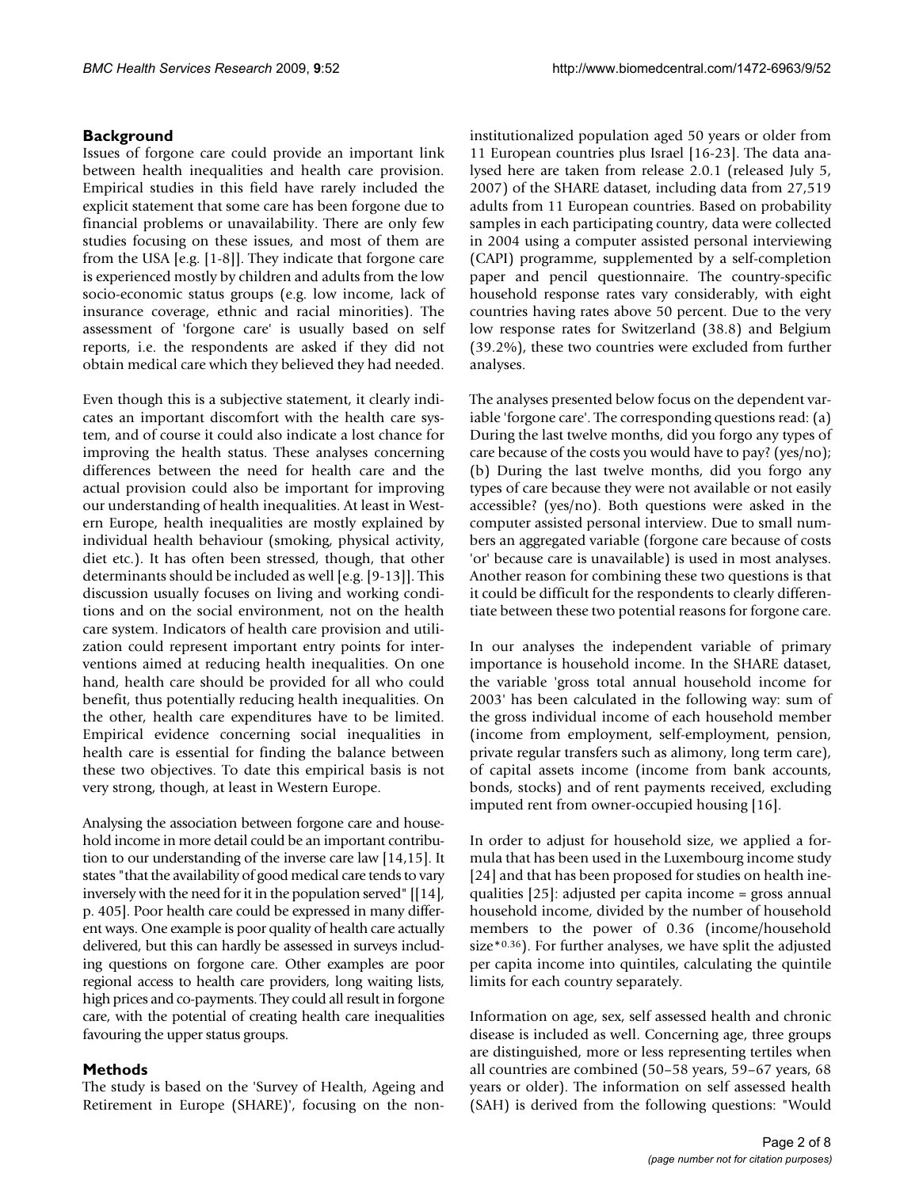## Background

Issues of forgone care could provide an important link between health inequalities and health care provision. Empirical studies in this field have rarely included the explicit statement that some care has been forgone due to financial problems or unavailability. There are only few studies focusing on these issues, and most of them are from the USA [e.g. [1-8]]. They indicate that forgone care is experienced mostly by children and adults from the low socio-economic status groups (e.g. low income, lack of insurance coverage, ethnic and racial minorities). The assessment of 'forgone care' is usually based on self reports, i.e. the respondents are asked if they did not obtain medical care which they believed they had needed.

Even though this is a subjective statement, it clearly indicates an important discomfort with the health care system, and of course it could also indicate a lost chance for improving the health status. These analyses concerning differences between the need for health care and the actual provision could also be important for improving our understanding of health inequalities. At least in Western Europe, health inequalities are mostly explained by individual health behaviour (smoking, physical activity, diet etc.). It has often been stressed, though, that other determinants should be included as well [e.g. [9-13]]. This discussion usually focuses on living and working conditions and on the social environment, not on the health care system. Indicators of health care provision and utilization could represent important entry points for interventions aimed at reducing health inequalities. On one hand, health care should be provided for all who could benefit, thus potentially reducing health inequalities. On the other, health care expenditures have to be limited. Empirical evidence concerning social inequalities in health care is essential for finding the balance between these two objectives. To date this empirical basis is not very strong, though, at least in Western Europe.

Analysing the association between forgone care and household income in more detail could be an important contribution to our understanding of the inverse care law [14,15]. It states "that the availability of good medical care tends to vary inversely with the need for it in the population served" [[14], p. 405]. Poor health care could be expressed in many different ways. One example is poor quality of health care actually delivered, but this can hardly be assessed in surveys including questions on forgone care. Other examples are poor regional access to health care providers, long waiting lists, high prices and co-payments. They could all result in forgone care, with the potential of creating health care inequalities favouring the upper status groups.

## Methods

The study is based on the 'Survey of Health, Ageing and Retirement in Europe (SHARE)', focusing on the non-institutionalized population aged 50 years or older from 11 European countries plus Israel [16-23]. The data analysed here are taken from release 2.0.1 (released July 5, 2007) of the SHARE dataset, including data from 27,519 adults from 11 European countries. Based on probability samples in each participating country, data were collected in 2004 using a computer assisted personal interviewing (CAPI) programme, supplemented by a self-completion paper and pencil questionnaire. The country-specific household response rates vary considerably, with eight countries having rates above 50 percent. Due to the very low response rates for Switzerland (38.8) and Belgium (39.2%), these two countries were excluded from further analyses.

The analyses presented below focus on the dependent variable 'forgone care'. The corresponding questions read: (a) During the last twelve months, did you forgo any types of care because of the costs you would have to pay? (yes/no); (b) During the last twelve months, did you forgo any types of care because they were not available or not easily accessible? (yes/no). Both questions were asked in the computer assisted personal interview. Due to small numbers an aggregated variable (forgone care because of costs 'or' because care is unavailable) is used in most analyses. Another reason for combining these two questions is that it could be difficult for the respondents to clearly differentiate between these two potential reasons for forgone care.

In our analyses the independent variable of primary importance is household income. In the SHARE dataset, the variable 'gross total annual household income for 2003' has been calculated in the following way: sum of the gross individual income of each household member (income from employment, self-employment, pension, private regular transfers such as alimony, long term care), of capital assets income (income from bank accounts, bonds, stocks) and of rent payments received, excluding imputed rent from owner-occupied housing [16].

In order to adjust for household size, we applied a formula that has been used in the Luxembourg income study [24] and that has been proposed for studies on health inequalities [25]: adjusted per capita income = gross annual household income, divided by the number of household members to the power of 0.36 (income/household size$^{*0.36}$). For further analyses, we have split the adjusted per capita income into quintiles, calculating the quintile limits for each country separately.

Information on age, sex, self assessed health and chronic disease is included as well. Concerning age, three groups are distinguished, more or less representing tertiles when all countries are combined (50–58 years, 59–67 years, 68 years or older). The information on self assessed health (SAH) is derived from the following questions: "Would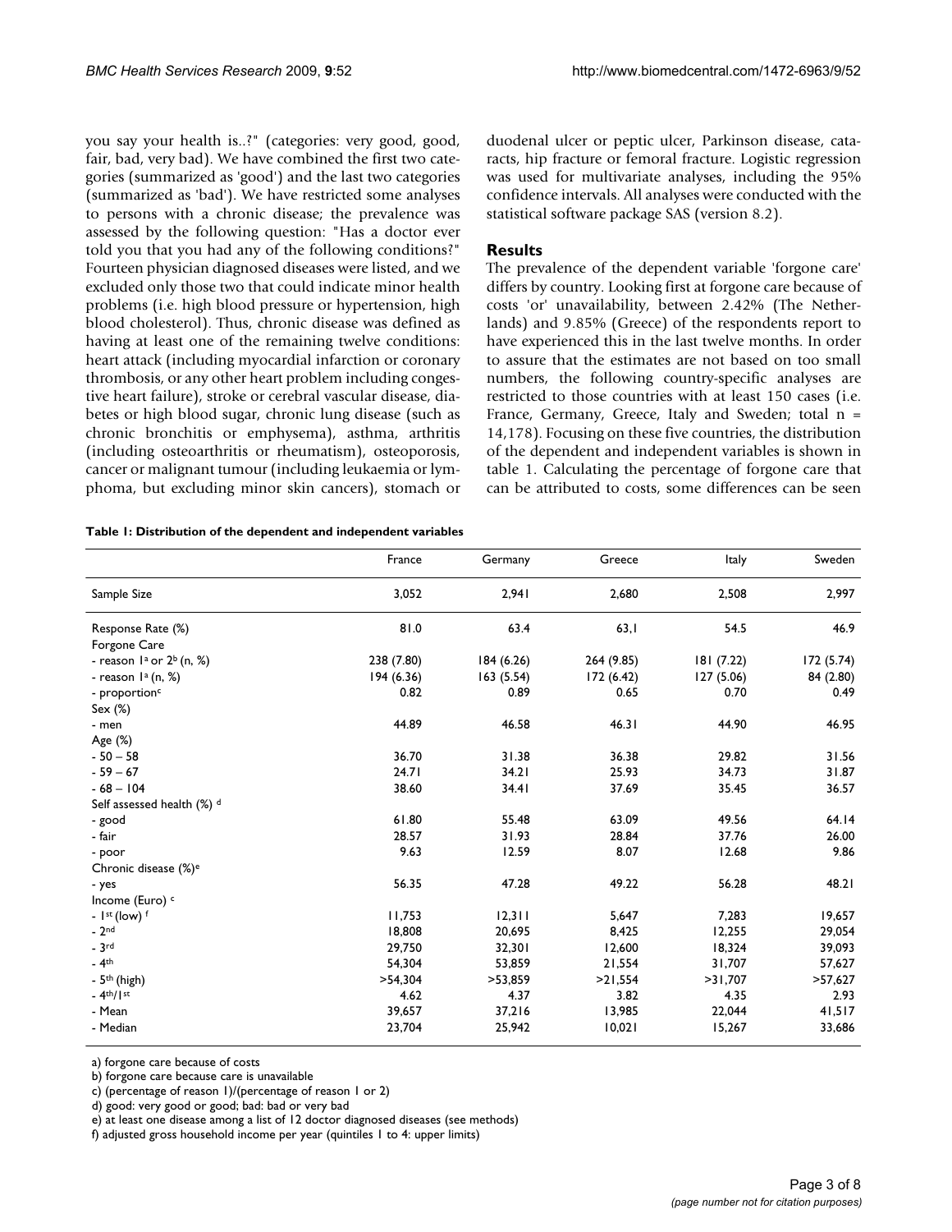you say your health is..?" (categories: very good, good, fair, bad, very bad). We have combined the first two categories (summarized as 'good') and the last two categories (summarized as 'bad'). We have restricted some analyses to persons with a chronic disease; the prevalence was assessed by the following question: "Has a doctor ever told you that you had any of the following conditions?" Fourteen physician diagnosed diseases were listed, and we excluded only those two that could indicate minor health problems (i.e. high blood pressure or hypertension, high blood cholesterol). Thus, chronic disease was defined as having at least one of the remaining twelve conditions: heart attack (including myocardial infarction or coronary thrombosis, or any other heart problem including congestive heart failure), stroke or cerebral vascular disease, diabetes or high blood sugar, chronic lung disease (such as chronic bronchitis or emphysema), asthma, arthritis (including osteoarthritis or rheumatism), osteoporosis, cancer or malignant tumour (including leukaemia or lymphoma, but excluding minor skin cancers), stomach or duodenal ulcer or peptic ulcer, Parkinson disease, cataracts, hip fracture or femoral fracture. Logistic regression was used for multivariate analyses, including the 95% confidence intervals. All analyses were conducted with the statistical software package SAS (version 8.2).

## Results

The prevalence of the dependent variable 'forgone care' differs by country. Looking first at forgone care because of costs 'or' unavailability, between 2.42% (The Netherlands) and 9.85% (Greece) of the respondents report to have experienced this in the last twelve months. In order to assure that the estimates are not based on too small numbers, the following country-specific analyses are restricted to those countries with at least 150 cases (i.e. France, Germany, Greece, Italy and Sweden; total n = 14,178). Focusing on these five countries, the distribution of the dependent and independent variables is shown in table 1. Calculating the percentage of forgone care that can be attributed to costs, some differences can be seen

**Table 1: Distribution of the dependent and independent variables**

| | France | Germany | Greece | Italy | Sweden |
|---|---|---|---|---|---|
| Sample Size | 3,052 | 2,941 | 2,680 | 2,508 | 2,997 |
| Response Rate (%) | 81.0 | 63.4 | 63,1 | 54.5 | 46.9 |
| Forgone Care | | | | | |
| - reason 1[a] or 2[b] (n, %) | 238 (7.80) | 184 (6.26) | 264 (9.85) | 181 (7.22) | 172 (5.74) |
| - reason 1[a] (n, %) | 194 (6.36) | 163 (5.54) | 172 (6.42) | 127 (5.06) | 84 (2.80) |
| - proportion[c] | 0.82 | 0.89 | 0.65 | 0.70 | 0.49 |
| Sex (%) | | | | | |
| - men | 44.89 | 46.58 | 46.31 | 44.90 | 46.95 |
| Age (%) | | | | | |
| - 50 – 58 | 36.70 | 31.38 | 36.38 | 29.82 | 31.56 |
| - 59 – 67 | 24.71 | 34.21 | 25.93 | 34.73 | 31.87 |
| - 68 – 104 | 38.60 | 34.41 | 37.69 | 35.45 | 36.57 |
| Self assessed health (%) [d] | | | | | |
| - good | 61.80 | 55.48 | 63.09 | 49.56 | 64.14 |
| - fair | 28.57 | 31.93 | 28.84 | 37.76 | 26.00 |
| - poor | 9.63 | 12.59 | 8.07 | 12.68 | 9.86 |
| Chronic disease (%)[e] | | | | | |
| - yes | 56.35 | 47.28 | 49.22 | 56.28 | 48.21 |
| Income (Euro) [c] | | | | | |
| - 1st (low) [f] | 11,753 | 12,311 | 5,647 | 7,283 | 19,657 |
| - 2nd | 18,808 | 20,695 | 8,425 | 12,255 | 29,054 |
| - 3rd | 29,750 | 32,301 | 12,600 | 18,324 | 39,093 |
| - 4th | 54,304 | 53,859 | 21,554 | 31,707 | 57,627 |
| - 5th (high) | >54,304 | >53,859 | >21,554 | >31,707 | >57,627 |
| - 4th/1st | 4.62 | 4.37 | 3.82 | 4.35 | 2.93 |
| - Mean | 39,657 | 37,216 | 13,985 | 22,044 | 41,517 |
| - Median | 23,704 | 25,942 | 10,021 | 15,267 | 33,686 |

a) forgone care because of costs
b) forgone care because care is unavailable
c) (percentage of reason 1)/(percentage of reason 1 or 2)
d) good: very good or good; bad: bad or very bad
e) at least one disease among a list of 12 doctor diagnosed diseases (see methods)
f) adjusted gross household income per year (quintiles 1 to 4: upper limits)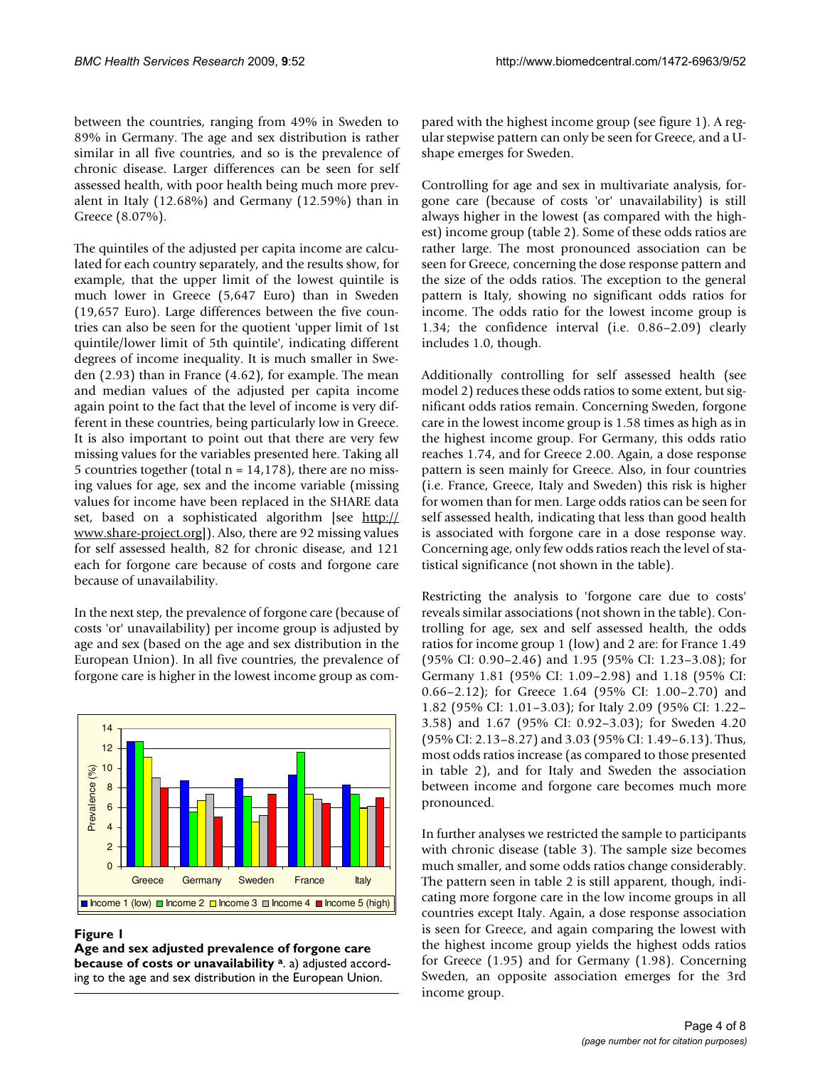between the countries, ranging from 49% in Sweden to 89% in Germany. The age and sex distribution is rather similar in all five countries, and so is the prevalence of chronic disease. Larger differences can be seen for self assessed health, with poor health being much more prevalent in Italy (12.68%) and Germany (12.59%) than in Greece (8.07%).

The quintiles of the adjusted per capita income are calculated for each country separately, and the results show, for example, that the upper limit of the lowest quintile is much lower in Greece (5,647 Euro) than in Sweden (19,657 Euro). Large differences between the five countries can also be seen for the quotient 'upper limit of 1st quintile/lower limit of 5th quintile', indicating different degrees of income inequality. It is much smaller in Sweden (2.93) than in France (4.62), for example. The mean and median values of the adjusted per capita income again point to the fact that the level of income is very different in these countries, being particularly low in Greece. It is also important to point out that there are very few missing values for the variables presented here. Taking all 5 countries together (total n = 14,178), there are no missing values for age, sex and the income variable (missing values for income have been replaced in the SHARE data set, based on a sophisticated algorithm [see http://www.share-project.org]). Also, there are 92 missing values for self assessed health, 82 for chronic disease, and 121 each for forgone care because of costs and forgone care because of unavailability.

In the next step, the prevalence of forgone care (because of costs 'or' unavailability) per income group is adjusted by age and sex (based on the age and sex distribution in the European Union). In all five countries, the prevalence of forgone care is higher in the lowest income group as compared with the highest income group (see figure 1). A regular stepwise pattern can only be seen for Greece, and a U-shape emerges for Sweden.

**Figure 1**

**Age and sex adjusted prevalence of forgone care because of costs or unavailability [a].** a) adjusted according to the age and sex distribution in the European Union.

Controlling for age and sex in multivariate analysis, forgone care (because of costs 'or' unavailability) is still always higher in the lowest (as compared with the highest) income group (table 2). Some of these odds ratios are rather large. The most pronounced association can be seen for Greece, concerning the dose response pattern and the size of the odds ratios. The exception to the general pattern is Italy, showing no significant odds ratios for income. The odds ratio for the lowest income group is 1.34; the confidence interval (i.e. 0.86–2.09) clearly includes 1.0, though.

Additionally controlling for self assessed health (see model 2) reduces these odds ratios to some extent, but significant odds ratios remain. Concerning Sweden, forgone care in the lowest income group is 1.58 times as high as in the highest income group. For Germany, this odds ratio reaches 1.74, and for Greece 2.00. Again, a dose response pattern is seen mainly for Greece. Also, in four countries (i.e. France, Greece, Italy and Sweden) this risk is higher for women than for men. Large odds ratios can be seen for self assessed health, indicating that less than good health is associated with forgone care in a dose response way. Concerning age, only few odds ratios reach the level of statistical significance (not shown in the table).

Restricting the analysis to 'forgone care due to costs' reveals similar associations (not shown in the table). Controlling for age, sex and self assessed health, the odds ratios for income group 1 (low) and 2 are: for France 1.49 (95% CI: 0.90–2.46) and 1.95 (95% CI: 1.23–3.08); for Germany 1.81 (95% CI: 1.09–2.98) and 1.18 (95% CI: 0.66–2.12); for Greece 1.64 (95% CI: 1.00–2.70) and 1.82 (95% CI: 1.01–3.03); for Italy 2.09 (95% CI: 1.22–3.58) and 1.67 (95% CI: 0.92–3.03); for Sweden 4.20 (95% CI: 2.13–8.27) and 3.03 (95% CI: 1.49–6.13). Thus, most odds ratios increase (as compared to those presented in table 2), and for Italy and Sweden the association between income and forgone care becomes much more pronounced.

In further analyses we restricted the sample to participants with chronic disease (table 3). The sample size becomes much smaller, and some odds ratios change considerably. The pattern seen in table 2 is still apparent, though, indicating more forgone care in the low income groups in all countries except Italy. Again, a dose response association is seen for Greece, and again comparing the lowest with the highest income group yields the highest odds ratios for Greece (1.95) and for Germany (1.98). Concerning Sweden, an opposite association emerges for the 3rd income group.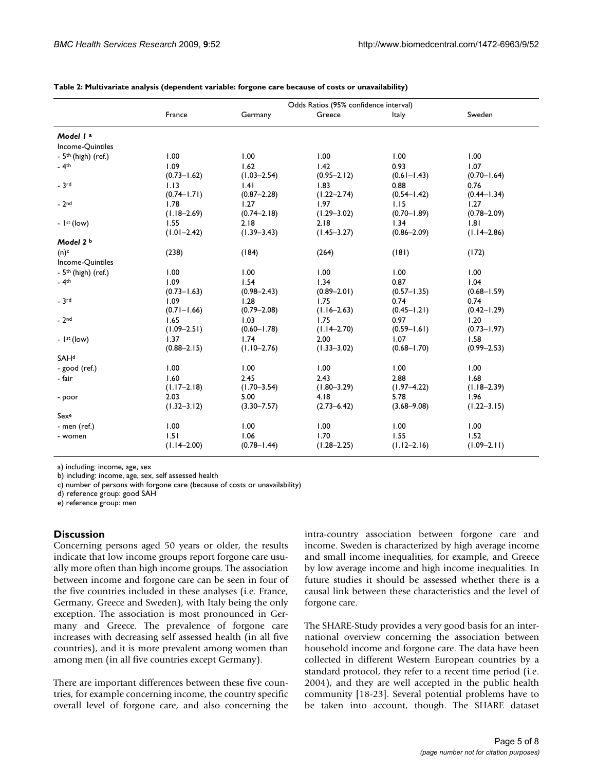**Table 2: Multivariate analysis (dependent variable: forgone care because of costs or unavailability)**

| | Odds Ratios (95% confidence interval) | | | | |
|---|---|---|---|---|---|
| | France | Germany | Greece | Italy | Sweden |
| ***Model 1*** [a] | | | | | |
| Income-Quintiles | | | | | |
| - 5th (high) (ref.) | 1.00 | 1.00 | 1.00 | 1.00 | 1.00 |
| - 4th | 1.09 (0.73–1.62) | 1.62 (1.03–2.54) | 1.42 (0.95–2.12) | 0.93 (0.61–1.43) | 1.07 (0.70–1.64) |
| - 3rd | 1.13 (0.74–1.71) | 1.41 (0.87–2.28) | 1.83 (1.22–2.74) | 0.88 (0.54–1.42) | 0.76 (0.44–1.34) |
| - 2nd | 1.78 (1.18–2.69) | 1.27 (0.74–2.18) | 1.97 (1.29–3.02) | 1.15 (0.70–1.89) | 1.27 (0.78–2.09) |
| - 1st (low) | 1.55 (1.01–2.42) | 2.18 (1.39–3.43) | 2.18 (1.45–3.27) | 1.34 (0.86–2.09) | 1.81 (1.14–2.86) |
| ***Model 2*** [b] | | | | | |
| (n) [c] | (238) | (184) | (264) | (181) | (172) |
| Income-Quintiles | | | | | |
| - 5th (high) (ref.) | 1.00 | 1.00 | 1.00 | 1.00 | 1.00 |
| - 4th | 1.09 (0.73–1.63) | 1.54 (0.98–2.43) | 1.34 (0.89–2.01) | 0.87 (0.57–1.35) | 1.04 (0.68–1.59) |
| - 3rd | 1.09 (0.71–1.66) | 1.28 (0.79–2.08) | 1.75 (1.16–2.63) | 0.74 (0.45–1.21) | 0.74 (0.42–1.29) |
| - 2nd | 1.65 (1.09–2.51) | 1.03 (0.60–1.78) | 1.75 (1.14–2.70) | 0.97 (0.59–1.61) | 1.20 (0.73–1.97) |
| - 1st (low) | 1.37 (0.88–2.15) | 1.74 (1.10–2.76) | 2.00 (1.33–3.02) | 1.07 (0.68–1.70) | 1.58 (0.99–2.53) |
| SAH [d] | | | | | |
| - good (ref.) | 1.00 | 1.00 | 1.00 | 1.00 | 1.00 |
| - fair | 1.60 (1.17–2.18) | 2.45 (1.70–3.54) | 2.43 (1.80–3.29) | 2.88 (1.97–4.22) | 1.68 (1.18–2.39) |
| - poor | 2.03 (1.32–3.12) | 5.00 (3.30–7.57) | 4.18 (2.73–6.42) | 5.78 (3.68–9.08) | 1.96 (1.22–3.15) |
| Sex [e] | | | | | |
| - men (ref.) | 1.00 | 1.00 | 1.00 | 1.00 | 1.00 |
| - women | 1.51 (1.14–2.00) | 1.06 (0.78–1.44) | 1.70 (1.28–2.25) | 1.55 (1.12–2.16) | 1.52 (1.09–2.11) |

a) including: income, age, sex
b) including: income, age, sex, self assessed health
c) number of persons with forgone care (because of costs or unavailability)
d) reference group: good SAH
e) reference group: men

## Discussion

Concerning persons aged 50 years or older, the results indicate that low income groups report forgone care usually more often than high income groups. The association between income and forgone care can be seen in four of the five countries included in these analyses (i.e. France, Germany, Greece and Sweden), with Italy being the only exception. The association is most pronounced in Germany and Greece. The prevalence of forgone care increases with decreasing self assessed health (in all five countries), and it is more prevalent among women than among men (in all five countries except Germany).

There are important differences between these five countries, for example concerning income, the country specific overall level of forgone care, and also concerning the intra-country association between forgone care and income. Sweden is characterized by high average income and small income inequalities, for example, and Greece by low average income and high income inequalities. In future studies it should be assessed whether there is a causal link between these characteristics and the level of forgone care.

The SHARE-Study provides a very good basis for an international overview concerning the association between household income and forgone care. The data have been collected in different Western European countries by a standard protocol, they refer to a recent time period (i.e. 2004), and they are well accepted in the public health community [18-23]. Several potential problems have to be taken into account, though. The SHARE dataset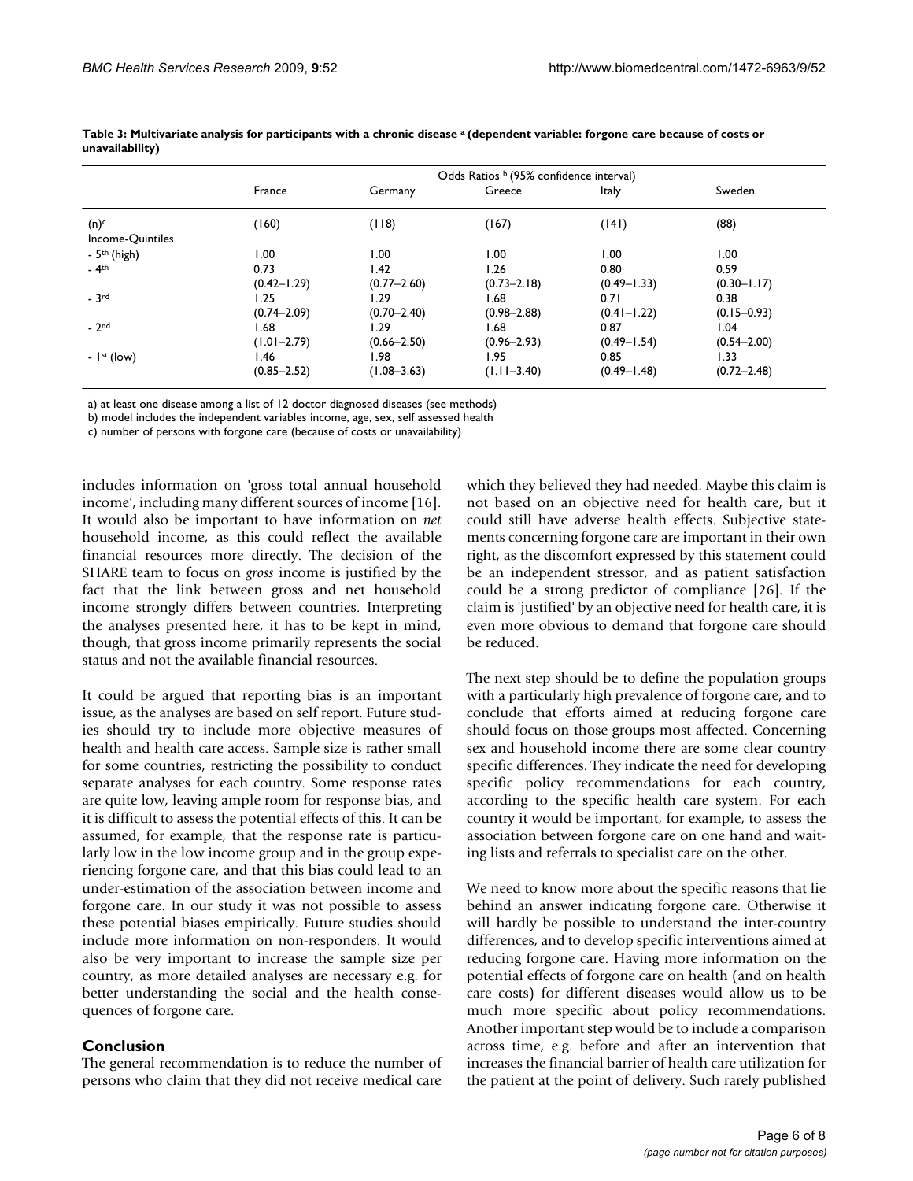**Table 3: Multivariate analysis for participants with a chronic disease [a] (dependent variable: forgone care because of costs or unavailability)**

| | Odds Ratios [b] (95% confidence interval) | | | | |
|---|---|---|---|---|---|
| | France | Germany | Greece | Italy | Sweden |
| (n)[c] | (160) | (118) | (167) | (141) | (88) |
| Income-Quintiles | | | | | |
| - 5th (high) | 1.00 | 1.00 | 1.00 | 1.00 | 1.00 |
| - 4th | 0.73 (0.42–1.29) | 1.42 (0.77–2.60) | 1.26 (0.73–2.18) | 0.80 (0.49–1.33) | 0.59 (0.30–1.17) |
| - 3rd | 1.25 (0.74–2.09) | 1.29 (0.70–2.40) | 1.68 (0.98–2.88) | 0.71 (0.41–1.22) | 0.38 (0.15–0.93) |
| - 2nd | 1.68 (1.01–2.79) | 1.29 (0.66–2.50) | 1.68 (0.96–2.93) | 0.87 (0.49–1.54) | 1.04 (0.54–2.00) |
| - 1st (low) | 1.46 (0.85–2.52) | 1.98 (1.08–3.63) | 1.95 (1.11–3.40) | 0.85 (0.49–1.48) | 1.33 (0.72–2.48) |

a) at least one disease among a list of 12 doctor diagnosed diseases (see methods)
b) model includes the independent variables income, age, sex, self assessed health
c) number of persons with forgone care (because of costs or unavailability)

includes information on 'gross total annual household income', including many different sources of income [16]. It would also be important to have information on *net* household income, as this could reflect the available financial resources more directly. The decision of the SHARE team to focus on *gross* income is justified by the fact that the link between gross and net household income strongly differs between countries. Interpreting the analyses presented here, it has to be kept in mind, though, that gross income primarily represents the social status and not the available financial resources.

It could be argued that reporting bias is an important issue, as the analyses are based on self report. Future studies should try to include more objective measures of health and health care access. Sample size is rather small for some countries, restricting the possibility to conduct separate analyses for each country. Some response rates are quite low, leaving ample room for response bias, and it is difficult to assess the potential effects of this. It can be assumed, for example, that the response rate is particularly low in the low income group and in the group experiencing forgone care, and that this bias could lead to an under-estimation of the association between income and forgone care. In our study it was not possible to assess these potential biases empirically. Future studies should include more information on non-responders. It would also be very important to increase the sample size per country, as more detailed analyses are necessary e.g. for better understanding the social and the health consequences of forgone care.

## Conclusion

The general recommendation is to reduce the number of persons who claim that they did not receive medical care which they believed they had needed. Maybe this claim is not based on an objective need for health care, but it could still have adverse health effects. Subjective statements concerning forgone care are important in their own right, as the discomfort expressed by this statement could be an independent stressor, and as patient satisfaction could be a strong predictor of compliance [26]. If the claim is 'justified' by an objective need for health care, it is even more obvious to demand that forgone care should be reduced.

The next step should be to define the population groups with a particularly high prevalence of forgone care, and to conclude that efforts aimed at reducing forgone care should focus on those groups most affected. Concerning sex and household income there are some clear country specific differences. They indicate the need for developing specific policy recommendations for each country, according to the specific health care system. For each country it would be important, for example, to assess the association between forgone care on one hand and waiting lists and referrals to specialist care on the other.

We need to know more about the specific reasons that lie behind an answer indicating forgone care. Otherwise it will hardly be possible to understand the inter-country differences, and to develop specific interventions aimed at reducing forgone care. Having more information on the potential effects of forgone care on health (and on health care costs) for different diseases would allow us to be much more specific about policy recommendations. Another important step would be to include a comparison across time, e.g. before and after an intervention that increases the financial barrier of health care utilization for the patient at the point of delivery. Such rarely published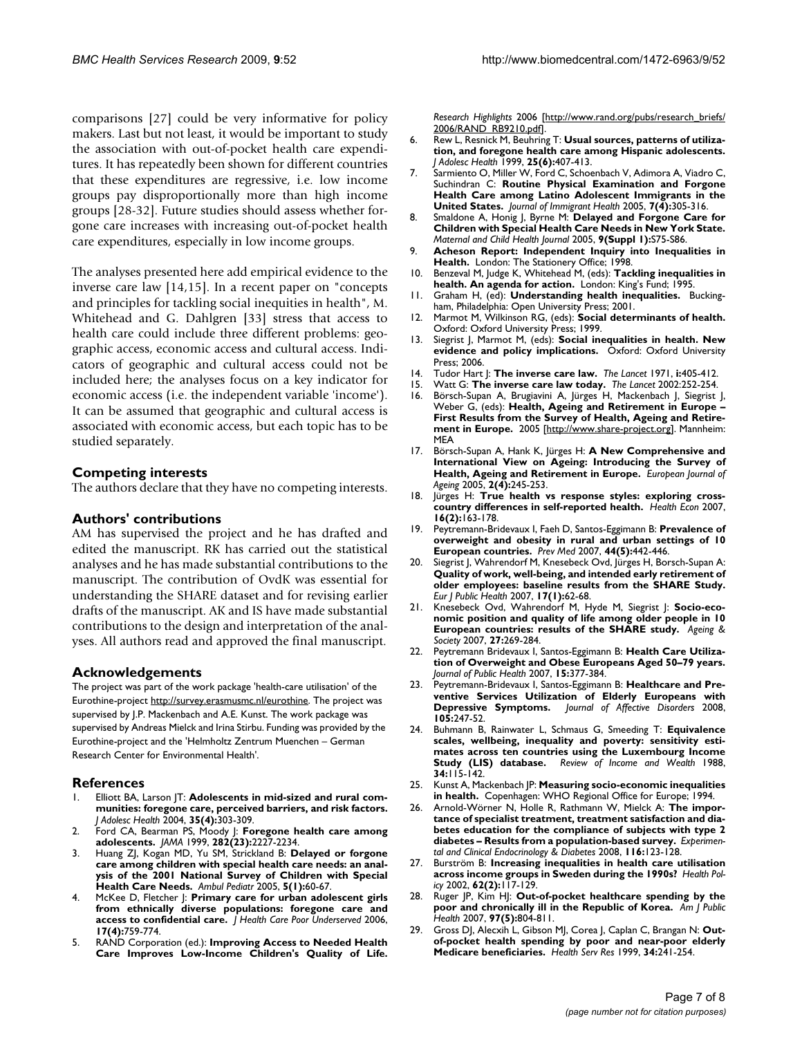comparisons [27] could be very informative for policy makers. Last but not least, it would be important to study the association with out-of-pocket health care expenditures. It has repeatedly been shown for different countries that these expenditures are regressive, i.e. low income groups pay disproportionally more than high income groups [28-32]. Future studies should assess whether forgone care increases with increasing out-of-pocket health care expenditures, especially in low income groups.

The analyses presented here add empirical evidence to the inverse care law [14,15]. In a recent paper on "concepts and principles for tackling social inequities in health", M. Whitehead and G. Dahlgren [33] stress that access to health care could include three different problems: geographic access, economic access and cultural access. Indicators of geographic and cultural access could not be included here; the analyses focus on a key indicator for economic access (i.e. the independent variable 'income'). It can be assumed that geographic and cultural access is associated with economic access, but each topic has to be studied separately.

## Competing interests

The authors declare that they have no competing interests.

## Authors' contributions

AM has supervised the project and he has drafted and edited the manuscript. RK has carried out the statistical analyses and he has made substantial contributions to the manuscript. The contribution of OvdK was essential for understanding the SHARE dataset and for revising earlier drafts of the manuscript. AK and IS have made substantial contributions to the design and interpretation of the analyses. All authors read and approved the final manuscript.

## Acknowledgements

The project was part of the work package 'health-care utilisation' of the Eurothine-project http://survey.erasmusmc.nl/eurothine. The project was supervised by J.P. Mackenbach and A.E. Kunst. The work package was supervised by Andreas Mielck and Irina Stirbu. Funding was provided by the Eurothine-project and the 'Helmholtz Zentrum Muenchen – German Research Center for Environmental Health'.

## References

1. Elliott BA, Larson JT: **Adolescents in mid-sized and rural communities: foregone care, perceived barriers, and risk factors.** *J Adolesc Health* 2004, **35(4):**303-309.
2. Ford CA, Bearman PS, Moody J: **Foregone health care among adolescents.** *JAMA* 1999, **282(23):**2227-2234.
3. Huang ZJ, Kogan MD, Yu SM, Strickland B: **Delayed or forgone care among children with special health care needs: an analysis of the 2001 National Survey of Children with Special Health Care Needs.** *Ambul Pediatr* 2005, **5(1):**60-67.
4. McKee D, Fletcher J: **Primary care for urban adolescent girls from ethnically diverse populations: foregone care and access to confidential care.** *J Health Care Poor Underserved* 2006, **17(4):**759-774.
5. RAND Corporation (ed.): **Improving Access to Needed Health Care Improves Low-Income Children's Quality of Life.** *Research Highlights* 2006 [http://www.rand.org/pubs/research_briefs/2006/RAND_RB9210.pdf].
6. Rew L, Resnick M, Beuhring T: **Usual sources, patterns of utilization, and foregone health care among Hispanic adolescents.** *J Adolesc Health* 1999, **25(6):**407-413.
7. Sarmiento O, Miller W, Ford C, Schoenbach V, Adimora A, Viadro C, Suchindran C: **Routine Physical Examination and Forgone Health Care among Latino Adolescent Immigrants in the United States.** *Journal of Immigrant Health* 2005, **7(4):**305-316.
8. Smaldone A, Honig J, Byrne M: **Delayed and Forgone Care for Children with Special Health Care Needs in New York State.** *Maternal and Child Health Journal* 2005, **9(Suppl 1):**S75-S86.
9. **Acheson Report: Independent Inquiry into Inequalities in Health.** London: The Stationery Office; 1998.
10. Benzeval M, Judge K, Whitehead M, (eds): **Tackling inequalities in health. An agenda for action.** London: King's Fund; 1995.
11. Graham H, (ed): **Understanding health inequalities.** Buckingham, Philadelphia: Open University Press; 2001.
12. Marmot M, Wilkinson RG, (eds): **Social determinants of health.** Oxford: Oxford University Press; 1999.
13. Siegrist J, Marmot M, (eds): **Social inequalities in health. New evidence and policy implications.** Oxford: Oxford University Press; 2006.
14. Tudor Hart J: **The inverse care law.** *The Lancet* 1971, **i:**405-412.
15. Watt G: **The inverse care law today.** *The Lancet* 2002:252-254.
16. Börsch-Supan A, Brugiavini A, Jürges H, Mackenbach J, Siegrist J, Weber G, (eds): **Health, Ageing and Retirement in Europe – First Results from the Survey of Health, Ageing and Retirement in Europe.** 2005 [http://www.share-project.org]. Mannheim: MEA
17. Börsch-Supan A, Hank K, Jürges H: **A New Comprehensive and International View on Ageing: Introducing the Survey of Health, Ageing and Retirement in Europe.** *European Journal of Ageing* 2005, **2(4):**245-253.
18. Jürges H: **True health vs response styles: exploring cross-country differences in self-reported health.** *Health Econ* 2007, **16(2):**163-178.
19. Peytremann-Bridevaux I, Faeh D, Santos-Eggimann B: **Prevalence of overweight and obesity in rural and urban settings of 10 European countries.** *Prev Med* 2007, **44(5):**442-446.
20. Siegrist J, Wahrendorf M, Knesebeck Ovd, Jürges H, Borsch-Supan A: **Quality of work, well-being, and intended early retirement of older employees: baseline results from the SHARE Study.** *Eur J Public Health* 2007, **17(1):**62-68.
21. Knesebeck Ovd, Wahrendorf M, Hyde M, Siegrist J: **Socio-economic position and quality of life among older people in 10 European countries: results of the SHARE study.** *Ageing & Society* 2007, **27:**269-284.
22. Peytremann Bridevaux I, Santos-Eggimann B: **Health Care Utilization of Overweight and Obese Europeans Aged 50–79 years.** *Journal of Public Health* 2007, **15:**377-384.
23. Peytremann-Bridevaux I, Santos-Eggimann B: **Healthcare and Preventive Services Utilization of Elderly Europeans with Depressive Symptoms.** *Journal of Affective Disorders* 2008, **105:**247-52.
24. Buhmann B, Rainwater L, Schmaus G, Smeeding T: **Equivalence scales, wellbeing, inequality and poverty: sensitivity estimates across ten countries using the Luxembourg Income Study (LIS) database.** *Review of Income and Wealth* 1988, **34:**115-142.
25. Kunst A, Mackenbach JP: **Measuring socio-economic inequalities in health.** Copenhagen: WHO Regional Office for Europe; 1994.
26. Arnold-Wörner N, Holle R, Rathmann W, Mielck A: **The importance of specialist treatment, treatment satisfaction and diabetes education for the compliance of subjects with type 2 diabetes – Results from a population-based survey.** *Experimental and Clinical Endocrinology & Diabetes* 2008, **116:**123-128.
27. Burström B: **Increasing inequalities in health care utilisation across income groups in Sweden during the 1990s?** *Health Policy* 2002, **62(2):**117-129.
28. Ruger JP, Kim HJ: **Out-of-pocket healthcare spending by the poor and chronically ill in the Republic of Korea.** *Am J Public Health* 2007, **97(5):**804-811.
29. Gross DJ, Alecxih L, Gibson MJ, Corea J, Caplan C, Brangan N: **Out-of-pocket health spending by poor and near-poor elderly Medicare beneficiaries.** *Health Serv Res* 1999, **34:**241-254.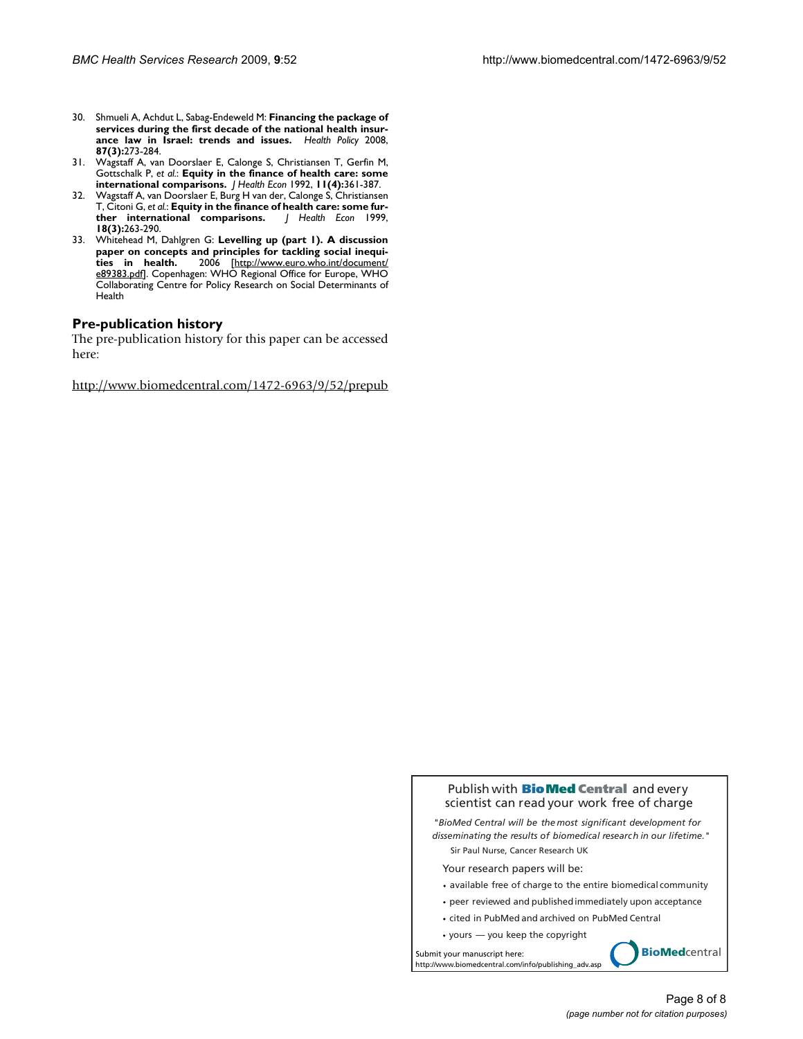30. Shmueli A, Achdut L, Sabag-Endeweld M: **Financing the package of services during the first decade of the national health insurance law in Israel: trends and issues.** *Health Policy* 2008, **87(3):**273-284.
31. Wagstaff A, van Doorslaer E, Calonge S, Christiansen T, Gerfin M, Gottschalk P, *et al.*: **Equity in the finance of health care: some international comparisons.** *J Health Econ* 1992, **11(4):**361-387.
32. Wagstaff A, van Doorslaer E, Burg H van der, Calonge S, Christiansen T, Citoni G, *et al.*: **Equity in the finance of health care: some further international comparisons.** *J Health Econ* 1999, **18(3):**263-290.
33. Whitehead M, Dahlgren G: **Levelling up (part 1). A discussion paper on concepts and principles for tackling social inequities in health.** 2006 [http://www.euro.who.int/document/e89383.pdf]. Copenhagen: WHO Regional Office for Europe, WHO Collaborating Centre for Policy Research on Social Determinants of Health

## Pre-publication history

The pre-publication history for this paper can be accessed here:

http://www.biomedcentral.com/1472-6963/9/52/prepub

Publish with **BioMed Central** and every scientist can read your work free of charge

*"BioMed Central will be the most significant development for disseminating the results of biomedical research in our lifetime."*

Sir Paul Nurse, Cancer Research UK

Your research papers will be:

- available free of charge to the entire biomedical community
- peer reviewed and published immediately upon acceptance
- cited in PubMed and archived on PubMed Central
- yours — you keep the copyright

Submit your manuscript here:
http://www.biomedcentral.com/info/publishing_adv.asp

**BioMed**central